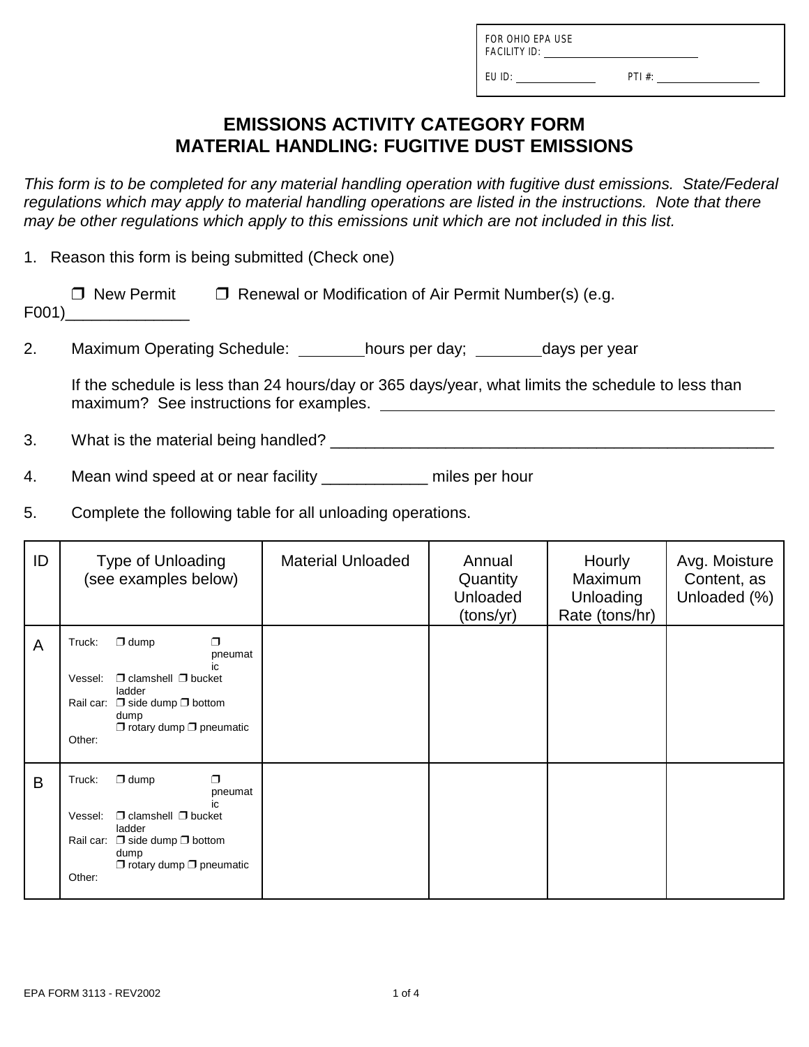FOR OHIO EPA USE
FACILITY ID: ____________________

EU ID: ____________ PTI #: ______________

# EMISSIONS ACTIVITY CATEGORY FORM
# MATERIAL HANDLING: FUGITIVE DUST EMISSIONS

*This form is to be completed for any material handling operation with fugitive dust emissions. State/Federal regulations which may apply to material handling operations are listed in the instructions. Note that there may be other regulations which apply to this emissions unit which are not included in this list.*

1. Reason this form is being submitted (Check one)

   ❒ New Permit ❒ Renewal or Modification of Air Permit Number(s) (e.g. F001)______________

2. Maximum Operating Schedule: ________hours per day; ________days per year

   If the schedule is less than 24 hours/day or 365 days/year, what limits the schedule to less than maximum? See instructions for examples. ______________________________________________

3. What is the material being handled? ____________________________________________________

4. Mean wind speed at or near facility ____________ miles per hour

5. Complete the following table for all unloading operations.

| ID | Type of Unloading (see examples below) | Material Unloaded | Annual Quantity Unloaded (tons/yr) | Hourly Maximum Unloading Rate (tons/hr) | Avg. Moisture Content, as Unloaded (%) |
|---|---|---|---|---|---|
| A | Truck: ❒ dump ❒ pneumatic<br>Vessel: ❒ clamshell ❒ bucket ladder<br>Rail car: ❒ side dump ❒ bottom dump ❒ rotary dump ❒ pneumatic<br>Other: | | | | |
| B | Truck: ❒ dump ❒ pneumatic<br>Vessel: ❒ clamshell ❒ bucket ladder<br>Rail car: ❒ side dump ❒ bottom dump ❒ rotary dump ❒ pneumatic<br>Other: | | | | |

EPA FORM 3113 - REV2002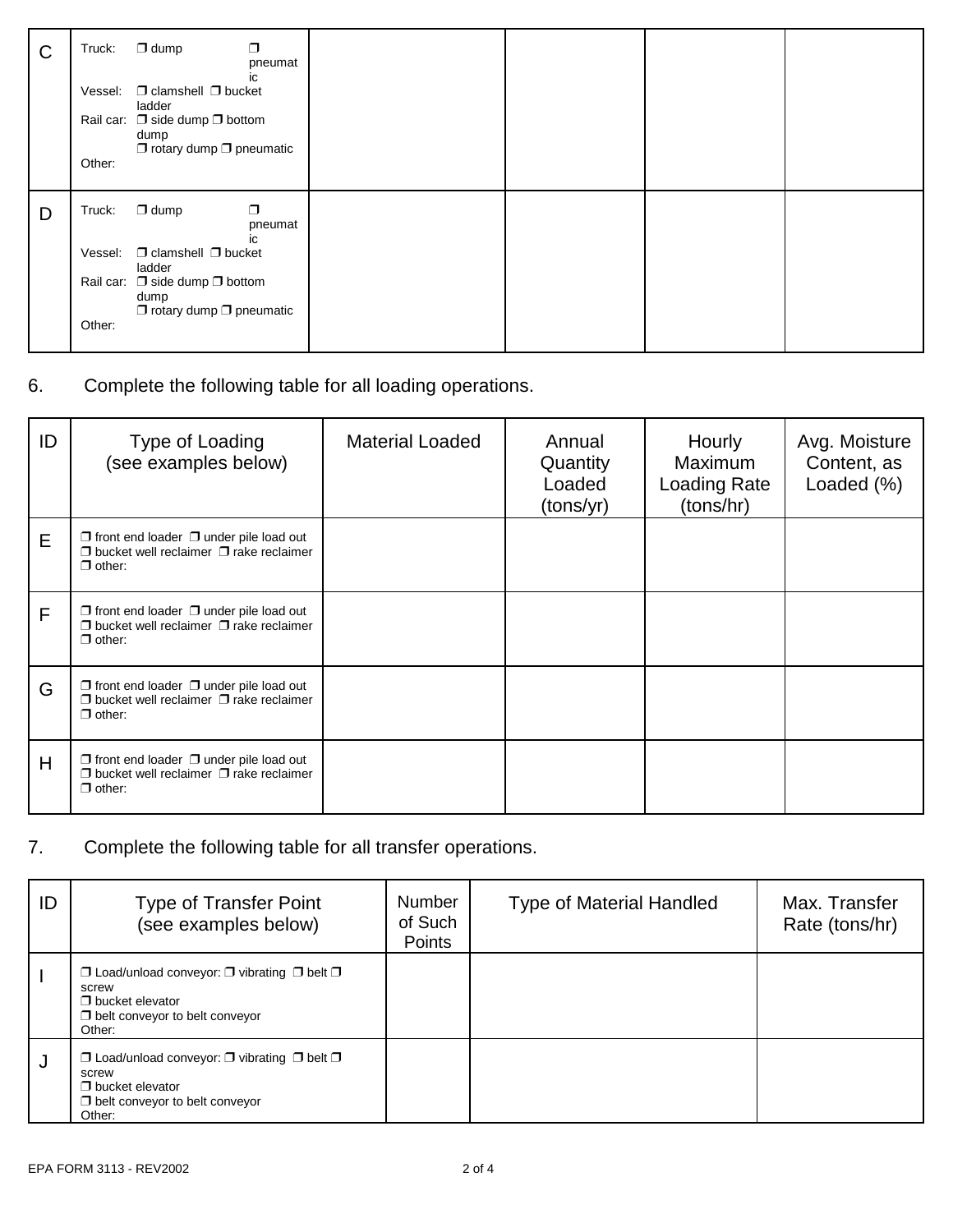| C | Truck: ❒ dump ❒ pneumatic<br>Vessel: ❒ clamshell ❒ bucket ladder<br>Rail car: ❒ side dump ❒ bottom dump<br>❒ rotary dump ❒ pneumatic<br>Other: | | | | |
|---|---|---|---|---|---|
| D | Truck: ❒ dump ❒ pneumatic<br>Vessel: ❒ clamshell ❒ bucket ladder<br>Rail car: ❒ side dump ❒ bottom dump<br>❒ rotary dump ❒ pneumatic<br>Other: | | | | |

6. Complete the following table for all loading operations.

| ID | Type of Loading (see examples below) | Material Loaded | Annual Quantity Loaded (tons/yr) | Hourly Maximum Loading Rate (tons/hr) | Avg. Moisture Content, as Loaded (%) |
|---|---|---|---|---|---|
| E | ❒ front end loader ❒ under pile load out<br>❒ bucket well reclaimer ❒ rake reclaimer<br>❒ other: | | | | |
| F | ❒ front end loader ❒ under pile load out<br>❒ bucket well reclaimer ❒ rake reclaimer<br>❒ other: | | | | |
| G | ❒ front end loader ❒ under pile load out<br>❒ bucket well reclaimer ❒ rake reclaimer<br>❒ other: | | | | |
| H | ❒ front end loader ❒ under pile load out<br>❒ bucket well reclaimer ❒ rake reclaimer<br>❒ other: | | | | |

7. Complete the following table for all transfer operations.

| ID | Type of Transfer Point (see examples below) | Number of Such Points | Type of Material Handled | Max. Transfer Rate (tons/hr) |
|---|---|---|---|---|
| I | ❒ Load/unload conveyor: ❒ vibrating ❒ belt ❒ screw<br>❒ bucket elevator<br>❒ belt conveyor to belt conveyor<br>Other: | | | |
| J | ❒ Load/unload conveyor: ❒ vibrating ❒ belt ❒ screw<br>❒ bucket elevator<br>❒ belt conveyor to belt conveyor<br>Other: | | | |

EPA FORM 3113 - REV2002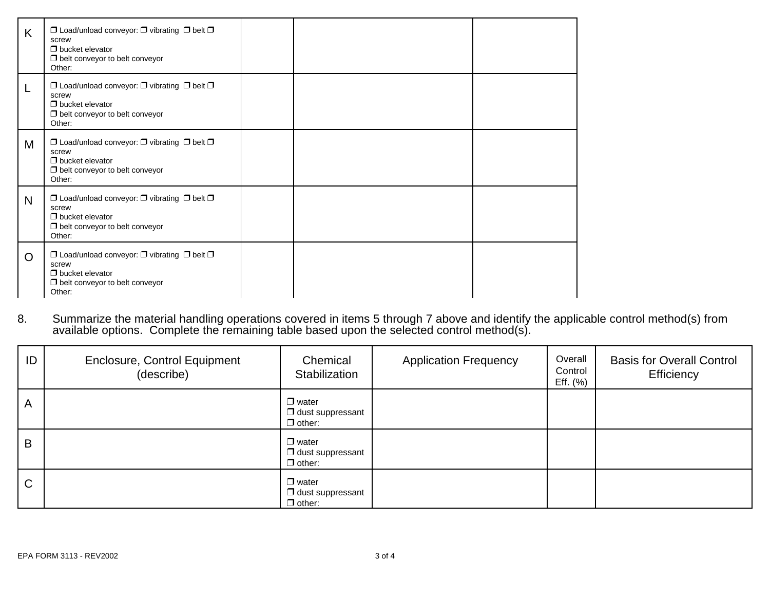| | | | | |
|---|---|---|---|---|
| K | ❐ Load/unload conveyor: ❐ vibrating ❐ belt ❐ screw<br>❐ bucket elevator<br>❐ belt conveyor to belt conveyor<br>Other: | | | |
| L | ❐ Load/unload conveyor: ❐ vibrating ❐ belt ❐ screw<br>❐ bucket elevator<br>❐ belt conveyor to belt conveyor<br>Other: | | | |
| M | ❐ Load/unload conveyor: ❐ vibrating ❐ belt ❐ screw<br>❐ bucket elevator<br>❐ belt conveyor to belt conveyor<br>Other: | | | |
| N | ❐ Load/unload conveyor: ❐ vibrating ❐ belt ❐ screw<br>❐ bucket elevator<br>❐ belt conveyor to belt conveyor<br>Other: | | | |
| O | ❐ Load/unload conveyor: ❐ vibrating ❐ belt ❐ screw<br>❐ bucket elevator<br>❐ belt conveyor to belt conveyor<br>Other: | | | |

8. Summarize the material handling operations covered in items 5 through 7 above and identify the applicable control method(s) from available options. Complete the remaining table based upon the selected control method(s).

| ID | Enclosure, Control Equipment (describe) | Chemical Stabilization | Application Frequency | Overall Control Eff. (%) | Basis for Overall Control Efficiency |
|---|---|---|---|---|---|
| A | | ❐ water<br>❐ dust suppressant<br>❐ other: | | | |
| B | | ❐ water<br>❐ dust suppressant<br>❐ other: | | | |
| C | | ❐ water<br>❐ dust suppressant<br>❐ other: | | | |

EPA FORM 3113 - REV2002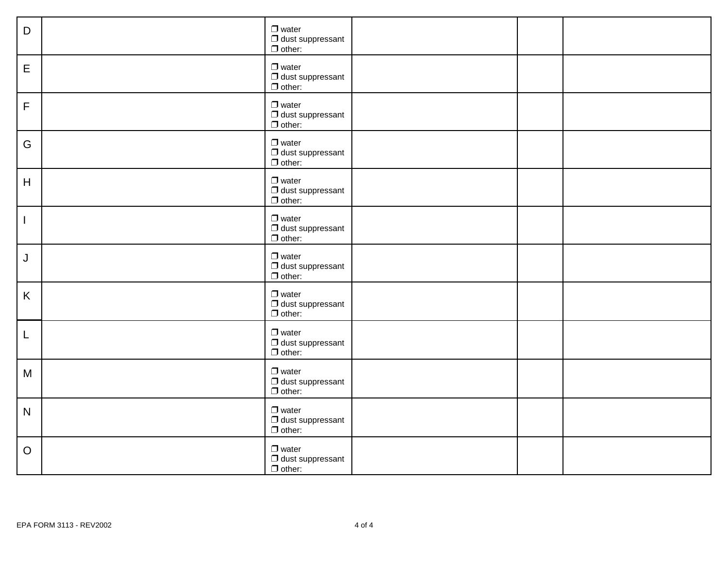| | | | | | |
|---|---|---|---|---|---|
| D | | ❒ water<br>❒ dust suppressant<br>❒ other: | | | |
| E | | ❒ water<br>❒ dust suppressant<br>❒ other: | | | |
| F | | ❒ water<br>❒ dust suppressant<br>❒ other: | | | |
| G | | ❒ water<br>❒ dust suppressant<br>❒ other: | | | |
| H | | ❒ water<br>❒ dust suppressant<br>❒ other: | | | |
| I | | ❒ water<br>❒ dust suppressant<br>❒ other: | | | |
| J | | ❒ water<br>❒ dust suppressant<br>❒ other: | | | |
| K | | ❒ water<br>❒ dust suppressant<br>❒ other: | | | |
| L | | ❒ water<br>❒ dust suppressant<br>❒ other: | | | |
| M | | ❒ water<br>❒ dust suppressant<br>❒ other: | | | |
| N | | ❒ water<br>❒ dust suppressant<br>❒ other: | | | |
| O | | ❒ water<br>❒ dust suppressant<br>❒ other: | | | |

EPA FORM 3113 - REV2002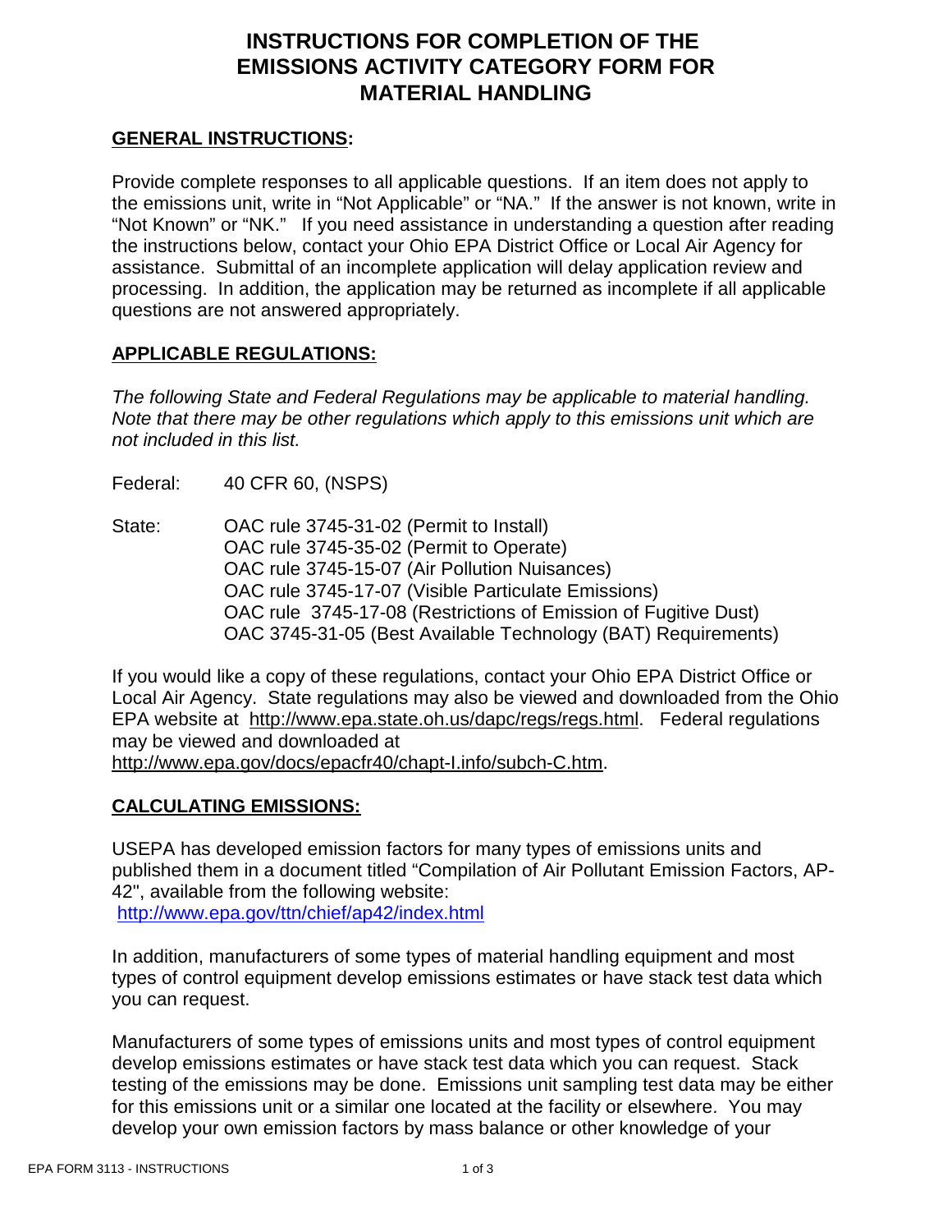# INSTRUCTIONS FOR COMPLETION OF THE EMISSIONS ACTIVITY CATEGORY FORM FOR MATERIAL HANDLING

## GENERAL INSTRUCTIONS:

Provide complete responses to all applicable questions. If an item does not apply to the emissions unit, write in "Not Applicable" or "NA." If the answer is not known, write in "Not Known" or "NK." If you need assistance in understanding a question after reading the instructions below, contact your Ohio EPA District Office or Local Air Agency for assistance. Submittal of an incomplete application will delay application review and processing. In addition, the application may be returned as incomplete if all applicable questions are not answered appropriately.

## APPLICABLE REGULATIONS:

*The following State and Federal Regulations may be applicable to material handling. Note that there may be other regulations which apply to this emissions unit which are not included in this list.*

Federal: 40 CFR 60, (NSPS)

State: OAC rule 3745-31-02 (Permit to Install)
OAC rule 3745-35-02 (Permit to Operate)
OAC rule 3745-15-07 (Air Pollution Nuisances)
OAC rule 3745-17-07 (Visible Particulate Emissions)
OAC rule 3745-17-08 (Restrictions of Emission of Fugitive Dust)
OAC 3745-31-05 (Best Available Technology (BAT) Requirements)

If you would like a copy of these regulations, contact your Ohio EPA District Office or Local Air Agency. State regulations may also be viewed and downloaded from the Ohio EPA website at http://www.epa.state.oh.us/dapc/regs/regs.html. Federal regulations may be viewed and downloaded at http://www.epa.gov/docs/epacfr40/chapt-I.info/subch-C.htm.

## CALCULATING EMISSIONS:

USEPA has developed emission factors for many types of emissions units and published them in a document titled "Compilation of Air Pollutant Emission Factors, AP-42", available from the following website:
http://www.epa.gov/ttn/chief/ap42/index.html

In addition, manufacturers of some types of material handling equipment and most types of control equipment develop emissions estimates or have stack test data which you can request.

Manufacturers of some types of emissions units and most types of control equipment develop emissions estimates or have stack test data which you can request. Stack testing of the emissions may be done. Emissions unit sampling test data may be either for this emissions unit or a similar one located at the facility or elsewhere. You may develop your own emission factors by mass balance or other knowledge of your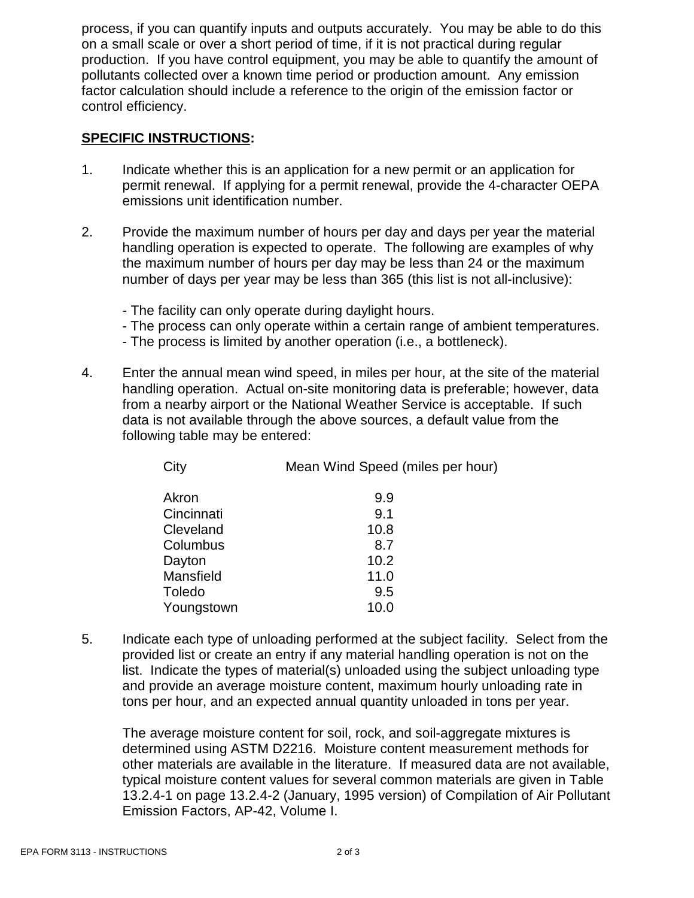process, if you can quantify inputs and outputs accurately. You may be able to do this on a small scale or over a short period of time, if it is not practical during regular production. If you have control equipment, you may be able to quantify the amount of pollutants collected over a known time period or production amount. Any emission factor calculation should include a reference to the origin of the emission factor or control efficiency.

**SPECIFIC INSTRUCTIONS:**

1. Indicate whether this is an application for a new permit or an application for permit renewal. If applying for a permit renewal, provide the 4-character OEPA emissions unit identification number.

2. Provide the maximum number of hours per day and days per year the material handling operation is expected to operate. The following are examples of why the maximum number of hours per day may be less than 24 or the maximum number of days per year may be less than 365 (this list is not all-inclusive):

   - The facility can only operate during daylight hours.
   - The process can only operate within a certain range of ambient temperatures.
   - The process is limited by another operation (i.e., a bottleneck).

4. Enter the annual mean wind speed, in miles per hour, at the site of the material handling operation. Actual on-site monitoring data is preferable; however, data from a nearby airport or the National Weather Service is acceptable. If such data is not available through the above sources, a default value from the following table may be entered:

| City | Mean Wind Speed (miles per hour) |
|---|---|
| Akron | 9.9 |
| Cincinnati | 9.1 |
| Cleveland | 10.8 |
| Columbus | 8.7 |
| Dayton | 10.2 |
| Mansfield | 11.0 |
| Toledo | 9.5 |
| Youngstown | 10.0 |

5. Indicate each type of unloading performed at the subject facility. Select from the provided list or create an entry if any material handling operation is not on the list. Indicate the types of material(s) unloaded using the subject unloading type and provide an average moisture content, maximum hourly unloading rate in tons per hour, and an expected annual quantity unloaded in tons per year.

   The average moisture content for soil, rock, and soil-aggregate mixtures is determined using ASTM D2216. Moisture content measurement methods for other materials are available in the literature. If measured data are not available, typical moisture content values for several common materials are given in Table 13.2.4-1 on page 13.2.4-2 (January, 1995 version) of Compilation of Air Pollutant Emission Factors, AP-42, Volume I.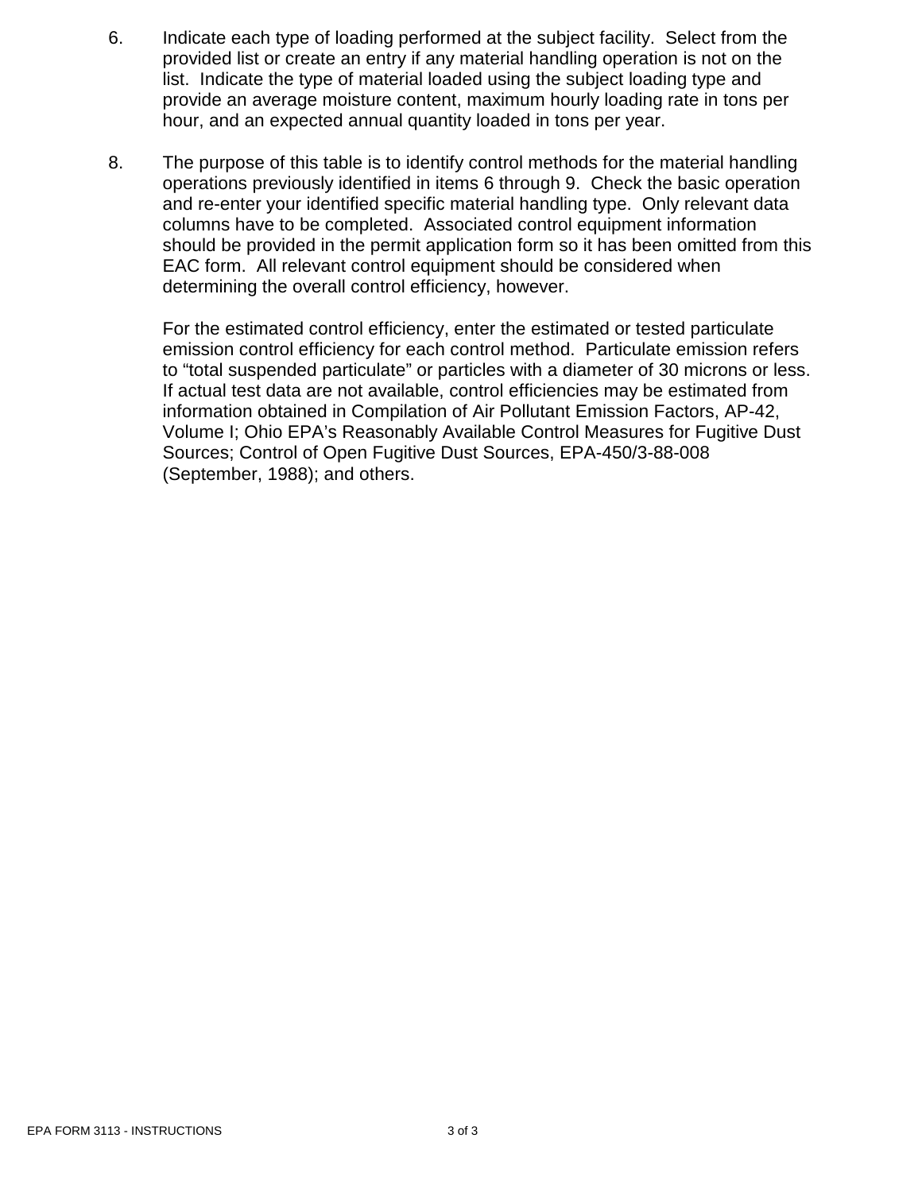6. Indicate each type of loading performed at the subject facility. Select from the provided list or create an entry if any material handling operation is not on the list. Indicate the type of material loaded using the subject loading type and provide an average moisture content, maximum hourly loading rate in tons per hour, and an expected annual quantity loaded in tons per year.

8. The purpose of this table is to identify control methods for the material handling operations previously identified in items 6 through 9. Check the basic operation and re-enter your identified specific material handling type. Only relevant data columns have to be completed. Associated control equipment information should be provided in the permit application form so it has been omitted from this EAC form. All relevant control equipment should be considered when determining the overall control efficiency, however.

   For the estimated control efficiency, enter the estimated or tested particulate emission control efficiency for each control method. Particulate emission refers to "total suspended particulate" or particles with a diameter of 30 microns or less. If actual test data are not available, control efficiencies may be estimated from information obtained in Compilation of Air Pollutant Emission Factors, AP-42, Volume I; Ohio EPA's Reasonably Available Control Measures for Fugitive Dust Sources; Control of Open Fugitive Dust Sources, EPA-450/3-88-008 (September, 1988); and others.